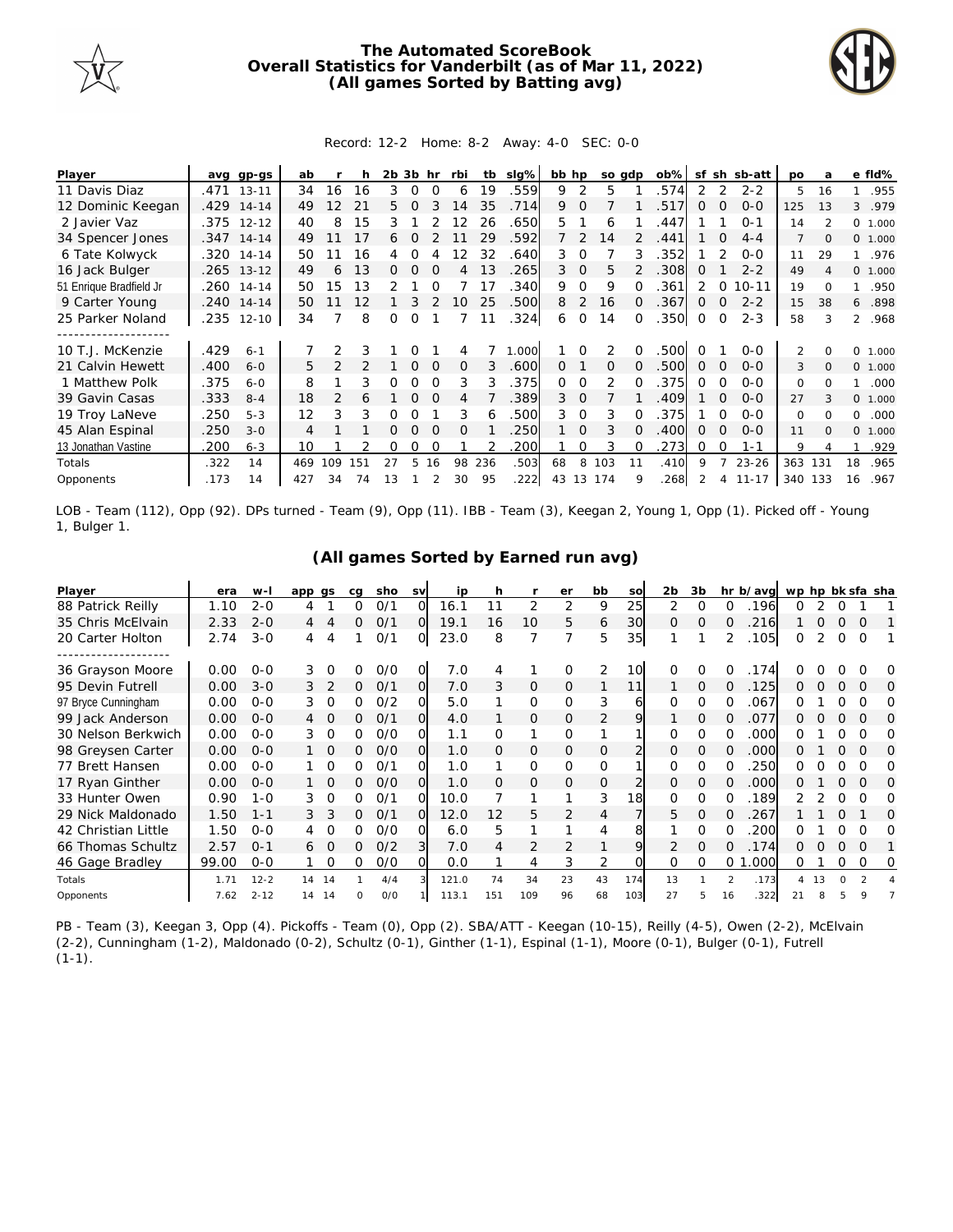# The Automated ScoreBook
## Overall Statistics for Vanderbilt (as of Mar 11, 2022)
## (All games Sorted by Batting avg)

Record: 12-2 Home: 8-2 Away: 4-0 SEC: 0-0

| Player | avg | gp-gs | ab | r | h | 2b | 3b | hr | rbi | tb | slg% | bb | hp | so | gdp | ob% | sf | sh | sb-att | po | a | e | fld% |
|---|---|---|---|---|---|---|---|---|---|---|---|---|---|---|---|---|---|---|---|---|---|---|---|
| 11 Davis Diaz | .471 | 13-11 | 34 | 16 | 16 | 3 | 0 | 0 | 6 | 19 | .559 | 9 | 2 | 5 | 1 | .574 | 2 | 2 | 2-2 | 5 | 16 | 1 | .955 |
| 12 Dominic Keegan | .429 | 14-14 | 49 | 12 | 21 | 5 | 0 | 3 | 14 | 35 | .714 | 9 | 0 | 7 | 1 | .517 | 0 | 0 | 0-0 | 125 | 13 | 3 | .979 |
| 2 Javier Vaz | .375 | 12-12 | 40 | 8 | 15 | 3 | 1 | 2 | 12 | 26 | .650 | 5 | 1 | 6 | 1 | .447 | 1 | 1 | 0-1 | 14 | 2 | 0 | 1.000 |
| 34 Spencer Jones | .347 | 14-14 | 49 | 11 | 17 | 6 | 0 | 2 | 11 | 29 | .592 | 7 | 2 | 14 | 2 | .441 | 1 | 0 | 4-4 | 7 | 0 | 0 | 1.000 |
| 6 Tate Kolwyck | .320 | 14-14 | 50 | 11 | 16 | 4 | 0 | 4 | 12 | 32 | .640 | 3 | 0 | 7 | 3 | .352 | 1 | 2 | 0-0 | 11 | 29 | 1 | .976 |
| 16 Jack Bulger | .265 | 13-12 | 49 | 6 | 13 | 0 | 0 | 0 | 4 | 13 | .265 | 3 | 0 | 5 | 2 | .308 | 0 | 1 | 2-2 | 49 | 4 | 0 | 1.000 |
| 51 Enrique Bradfield Jr | .260 | 14-14 | 50 | 15 | 13 | 2 | 1 | 0 | 7 | 17 | .340 | 9 | 0 | 9 | 0 | .361 | 2 | 0 | 10-11 | 19 | 0 | 1 | .950 |
| 9 Carter Young | .240 | 14-14 | 50 | 11 | 12 | 1 | 3 | 2 | 10 | 25 | .500 | 8 | 2 | 16 | 0 | .367 | 0 | 0 | 2-2 | 15 | 38 | 6 | .898 |
| 25 Parker Noland | .235 | 12-10 | 34 | 7 | 8 | 0 | 0 | 1 | 7 | 11 | .324 | 6 | 0 | 14 | 0 | .350 | 0 | 0 | 2-3 | 58 | 3 | 2 | .968 |
| 10 T.J. McKenzie | .429 | 6-1 | 7 | 2 | 3 | 1 | 0 | 1 | 4 | 7 | 1.000 | 1 | 0 | 2 | 0 | .500 | 0 | 1 | 0-0 | 2 | 0 | 0 | 1.000 |
| 21 Calvin Hewett | .400 | 6-0 | 5 | 2 | 2 | 1 | 0 | 0 | 0 | 3 | .600 | 0 | 1 | 0 | 0 | .500 | 0 | 0 | 0-0 | 3 | 0 | 0 | 1.000 |
| 1 Matthew Polk | .375 | 6-0 | 8 | 1 | 3 | 0 | 0 | 0 | 3 | 3 | .375 | 0 | 0 | 2 | 0 | .375 | 0 | 0 | 0-0 | 0 | 0 | 1 | .000 |
| 39 Gavin Casas | .333 | 8-4 | 18 | 2 | 6 | 1 | 0 | 0 | 4 | 7 | .389 | 3 | 0 | 7 | 1 | .409 | 1 | 0 | 0-0 | 27 | 3 | 0 | 1.000 |
| 19 Troy LaNeve | .250 | 5-3 | 12 | 3 | 3 | 0 | 0 | 1 | 3 | 6 | .500 | 3 | 0 | 3 | 0 | .375 | 1 | 0 | 0-0 | 0 | 0 | 0 | .000 |
| 45 Alan Espinal | .250 | 3-0 | 4 | 1 | 1 | 0 | 0 | 0 | 0 | 1 | .250 | 1 | 0 | 3 | 0 | .400 | 0 | 0 | 0-0 | 11 | 0 | 0 | 1.000 |
| 13 Jonathan Vastine | .200 | 6-3 | 10 | 1 | 2 | 0 | 0 | 0 | 1 | 2 | .200 | 1 | 0 | 3 | 0 | .273 | 0 | 0 | 1-1 | 9 | 4 | 1 | .929 |
| Totals | .322 | 14 | 469 | 109 | 151 | 27 | 5 | 16 | 98 | 236 | .503 | 68 | 8 | 103 | 11 | .410 | 9 | 7 | 23-26 | 363 | 131 | 18 | .965 |
| Opponents | .173 | 14 | 427 | 34 | 74 | 13 | 1 | 2 | 30 | 95 | .222 | 43 | 13 | 174 | 9 | .268 | 2 | 4 | 11-17 | 340 | 133 | 16 | .967 |

LOB - Team (112), Opp (92). DPs turned - Team (9), Opp (11). IBB - Team (3), Keegan 2, Young 1, Opp (1). Picked off - Young 1, Bulger 1.

## (All games Sorted by Earned run avg)

| Player | era | w-l | app | gs | cg | sho | sv | ip | h | r | er | bb | so | 2b | 3b | hr | b/avg | wp | hp | bk | sfa | sha |
|---|---|---|---|---|---|---|---|---|---|---|---|---|---|---|---|---|---|---|---|---|---|---|
| 88 Patrick Reilly | 1.10 | 2-0 | 4 | 1 | 0 | 0/1 | 0 | 16.1 | 11 | 2 | 2 | 9 | 25 | 2 | 0 | 0 | .196 | 0 | 2 | 0 | 1 | 1 |
| 35 Chris McElvain | 2.33 | 2-0 | 4 | 4 | 0 | 0/1 | 0 | 19.1 | 16 | 10 | 5 | 6 | 30 | 0 | 0 | 0 | .216 | 1 | 0 | 0 | 0 | 1 |
| 20 Carter Holton | 2.74 | 3-0 | 4 | 4 | 1 | 0/1 | 0 | 23.0 | 8 | 7 | 7 | 5 | 35 | 1 | 1 | 2 | .105 | 0 | 2 | 0 | 0 | 1 |
| 36 Grayson Moore | 0.00 | 0-0 | 3 | 0 | 0 | 0/0 | 0 | 7.0 | 4 | 1 | 0 | 2 | 10 | 0 | 0 | 0 | .174 | 0 | 0 | 0 | 0 | 0 |
| 95 Devin Futrell | 0.00 | 3-0 | 3 | 2 | 0 | 0/1 | 0 | 7.0 | 3 | 0 | 0 | 1 | 11 | 1 | 0 | 0 | .125 | 0 | 0 | 0 | 0 | 0 |
| 97 Bryce Cunningham | 0.00 | 0-0 | 3 | 0 | 0 | 0/2 | 0 | 5.0 | 1 | 0 | 0 | 3 | 6 | 0 | 0 | 0 | .067 | 0 | 1 | 0 | 0 | 0 |
| 99 Jack Anderson | 0.00 | 0-0 | 4 | 0 | 0 | 0/1 | 0 | 4.0 | 1 | 0 | 0 | 2 | 9 | 1 | 0 | 0 | .077 | 0 | 0 | 0 | 0 | 0 |
| 30 Nelson Berkwich | 0.00 | 0-0 | 3 | 0 | 0 | 0/0 | 0 | 1.1 | 0 | 1 | 0 | 1 | 1 | 0 | 0 | 0 | .000 | 0 | 1 | 0 | 0 | 0 |
| 98 Greysen Carter | 0.00 | 0-0 | 1 | 0 | 0 | 0/0 | 0 | 1.0 | 0 | 0 | 0 | 0 | 2 | 0 | 0 | 0 | .000 | 0 | 1 | 0 | 0 | 0 |
| 77 Brett Hansen | 0.00 | 0-0 | 1 | 0 | 0 | 0/1 | 0 | 1.0 | 1 | 0 | 0 | 0 | 1 | 0 | 0 | 0 | .250 | 0 | 0 | 0 | 0 | 0 |
| 17 Ryan Ginther | 0.00 | 0-0 | 1 | 0 | 0 | 0/0 | 0 | 1.0 | 0 | 0 | 0 | 0 | 2 | 0 | 0 | 0 | .000 | 0 | 1 | 0 | 0 | 0 |
| 33 Hunter Owen | 0.90 | 1-0 | 3 | 0 | 0 | 0/1 | 0 | 10.0 | 7 | 1 | 1 | 3 | 18 | 0 | 0 | 0 | .189 | 2 | 2 | 0 | 0 | 0 |
| 29 Nick Maldonado | 1.50 | 1-1 | 3 | 3 | 0 | 0/1 | 0 | 12.0 | 12 | 5 | 2 | 4 | 7 | 5 | 0 | 0 | .267 | 1 | 1 | 0 | 1 | 0 |
| 42 Christian Little | 1.50 | 0-0 | 4 | 0 | 0 | 0/0 | 0 | 6.0 | 5 | 1 | 1 | 4 | 8 | 1 | 0 | 0 | .200 | 0 | 1 | 0 | 0 | 0 |
| 66 Thomas Schultz | 2.57 | 0-1 | 6 | 0 | 0 | 0/2 | 3 | 7.0 | 4 | 2 | 2 | 1 | 9 | 2 | 0 | 0 | .174 | 0 | 0 | 0 | 0 | 1 |
| 46 Gage Bradley | 99.00 | 0-0 | 1 | 0 | 0 | 0/0 | 0 | 0.0 | 1 | 4 | 3 | 2 | 0 | 0 | 0 | 0 | 1.000 | 0 | 1 | 0 | 0 | 0 |
| Totals | 1.71 | 12-2 | 14 | 14 | 1 | 4/4 | 3 | 121.0 | 74 | 34 | 23 | 43 | 174 | 13 | 1 | 2 | .173 | 4 | 13 | 0 | 2 | 4 |
| Opponents | 7.62 | 2-12 | 14 | 14 | 0 | 0/0 | 1 | 113.1 | 151 | 109 | 96 | 68 | 103 | 27 | 5 | 16 | .322 | 21 | 8 | 5 | 9 | 7 |

PB - Team (3), Keegan 3, Opp (4). Pickoffs - Team (0), Opp (2). SBA/ATT - Keegan (10-15), Reilly (4-5), Owen (2-2), McElvain (2-2), Cunningham (1-2), Maldonado (0-2), Schultz (0-1), Ginther (1-1), Espinal (1-1), Moore (0-1), Bulger (0-1), Futrell (1-1).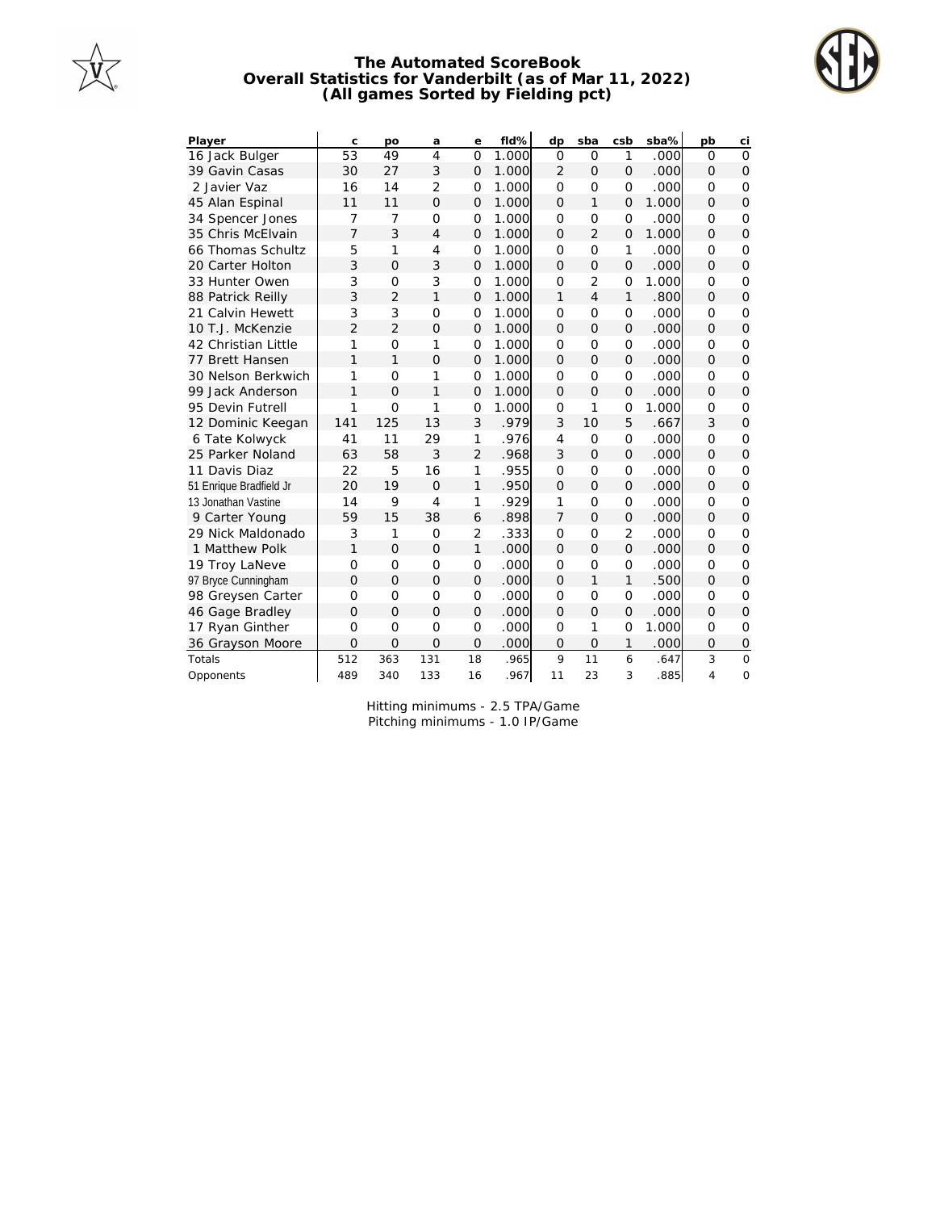# The Automated ScoreBook
## Overall Statistics for Vanderbilt (as of Mar 11, 2022)
### (All games Sorted by Fielding pct)

| Player | c | po | a | e | fld% | dp | sba | csb | sba% | pb | ci |
|---|---|---|---|---|---|---|---|---|---|---|---|
| 16 Jack Bulger | 53 | 49 | 4 | 0 | 1.000 | 0 | 0 | 1 | .000 | 0 | 0 |
| 39 Gavin Casas | 30 | 27 | 3 | 0 | 1.000 | 2 | 0 | 0 | .000 | 0 | 0 |
| 2 Javier Vaz | 16 | 14 | 2 | 0 | 1.000 | 0 | 0 | 0 | .000 | 0 | 0 |
| 45 Alan Espinal | 11 | 11 | 0 | 0 | 1.000 | 0 | 1 | 0 | 1.000 | 0 | 0 |
| 34 Spencer Jones | 7 | 7 | 0 | 0 | 1.000 | 0 | 0 | 0 | .000 | 0 | 0 |
| 35 Chris McElvain | 7 | 3 | 4 | 0 | 1.000 | 0 | 2 | 0 | 1.000 | 0 | 0 |
| 66 Thomas Schultz | 5 | 1 | 4 | 0 | 1.000 | 0 | 0 | 1 | .000 | 0 | 0 |
| 20 Carter Holton | 3 | 0 | 3 | 0 | 1.000 | 0 | 0 | 0 | .000 | 0 | 0 |
| 33 Hunter Owen | 3 | 0 | 3 | 0 | 1.000 | 0 | 2 | 0 | 1.000 | 0 | 0 |
| 88 Patrick Reilly | 3 | 2 | 1 | 0 | 1.000 | 1 | 4 | 1 | .800 | 0 | 0 |
| 21 Calvin Hewett | 3 | 3 | 0 | 0 | 1.000 | 0 | 0 | 0 | .000 | 0 | 0 |
| 10 T.J. McKenzie | 2 | 2 | 0 | 0 | 1.000 | 0 | 0 | 0 | .000 | 0 | 0 |
| 42 Christian Little | 1 | 0 | 1 | 0 | 1.000 | 0 | 0 | 0 | .000 | 0 | 0 |
| 77 Brett Hansen | 1 | 1 | 0 | 0 | 1.000 | 0 | 0 | 0 | .000 | 0 | 0 |
| 30 Nelson Berkwich | 1 | 0 | 1 | 0 | 1.000 | 0 | 0 | 0 | .000 | 0 | 0 |
| 99 Jack Anderson | 1 | 0 | 1 | 0 | 1.000 | 0 | 0 | 0 | .000 | 0 | 0 |
| 95 Devin Futrell | 1 | 0 | 1 | 0 | 1.000 | 0 | 1 | 0 | 1.000 | 0 | 0 |
| 12 Dominic Keegan | 141 | 125 | 13 | 3 | .979 | 3 | 10 | 5 | .667 | 3 | 0 |
| 6 Tate Kolwyck | 41 | 11 | 29 | 1 | .976 | 4 | 0 | 0 | .000 | 0 | 0 |
| 25 Parker Noland | 63 | 58 | 3 | 2 | .968 | 3 | 0 | 0 | .000 | 0 | 0 |
| 11 Davis Diaz | 22 | 5 | 16 | 1 | .955 | 0 | 0 | 0 | .000 | 0 | 0 |
| 51 Enrique Bradfield Jr | 20 | 19 | 0 | 1 | .950 | 0 | 0 | 0 | .000 | 0 | 0 |
| 13 Jonathan Vastine | 14 | 9 | 4 | 1 | .929 | 1 | 0 | 0 | .000 | 0 | 0 |
| 9 Carter Young | 59 | 15 | 38 | 6 | .898 | 7 | 0 | 0 | .000 | 0 | 0 |
| 29 Nick Maldonado | 3 | 1 | 0 | 2 | .333 | 0 | 0 | 2 | .000 | 0 | 0 |
| 1 Matthew Polk | 1 | 0 | 0 | 1 | .000 | 0 | 0 | 0 | .000 | 0 | 0 |
| 19 Troy LaNeve | 0 | 0 | 0 | 0 | .000 | 0 | 0 | 0 | .000 | 0 | 0 |
| 97 Bryce Cunningham | 0 | 0 | 0 | 0 | .000 | 0 | 1 | 1 | .500 | 0 | 0 |
| 98 Greysen Carter | 0 | 0 | 0 | 0 | .000 | 0 | 0 | 0 | .000 | 0 | 0 |
| 46 Gage Bradley | 0 | 0 | 0 | 0 | .000 | 0 | 0 | 0 | .000 | 0 | 0 |
| 17 Ryan Ginther | 0 | 0 | 0 | 0 | .000 | 0 | 1 | 0 | 1.000 | 0 | 0 |
| 36 Grayson Moore | 0 | 0 | 0 | 0 | .000 | 0 | 0 | 1 | .000 | 0 | 0 |
| Totals | 512 | 363 | 131 | 18 | .965 | 9 | 11 | 6 | .647 | 3 | 0 |
| Opponents | 489 | 340 | 133 | 16 | .967 | 11 | 23 | 3 | .885 | 4 | 0 |

Hitting minimums - 2.5 TPA/Game
Pitching minimums - 1.0 IP/Game